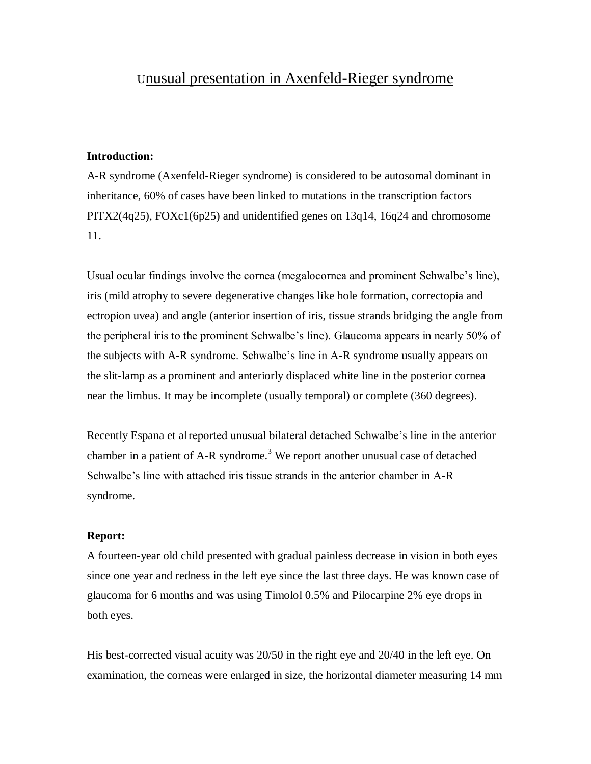# Unusual presentation in Axenfeld-Rieger syndrome

**Introduction:**

A-R syndrome (Axenfeld-Rieger syndrome) is considered to be autosomal dominant in inheritance, 60% of cases have been linked to mutations in the transcription factors PITX2(4q25), FOXc1(6p25) and unidentified genes on 13q14, 16q24 and chromosome 11.

Usual ocular findings involve the cornea (megalocornea and prominent Schwalbe's line), iris (mild atrophy to severe degenerative changes like hole formation, correctopia and ectropion uvea) and angle (anterior insertion of iris, tissue strands bridging the angle from the peripheral iris to the prominent Schwalbe's line). Glaucoma appears in nearly 50% of the subjects with A-R syndrome. Schwalbe's line in A-R syndrome usually appears on the slit-lamp as a prominent and anteriorly displaced white line in the posterior cornea near the limbus. It may be incomplete (usually temporal) or complete (360 degrees).

Recently Espana et al reported unusual bilateral detached Schwalbe's line in the anterior chamber in a patient of A-R syndrome.[3] We report another unusual case of detached Schwalbe's line with attached iris tissue strands in the anterior chamber in A-R syndrome.

**Report:**

A fourteen-year old child presented with gradual painless decrease in vision in both eyes since one year and redness in the left eye since the last three days. He was known case of glaucoma for 6 months and was using Timolol 0.5% and Pilocarpine 2% eye drops in both eyes.

His best-corrected visual acuity was 20/50 in the right eye and 20/40 in the left eye. On examination, the corneas were enlarged in size, the horizontal diameter measuring 14 mm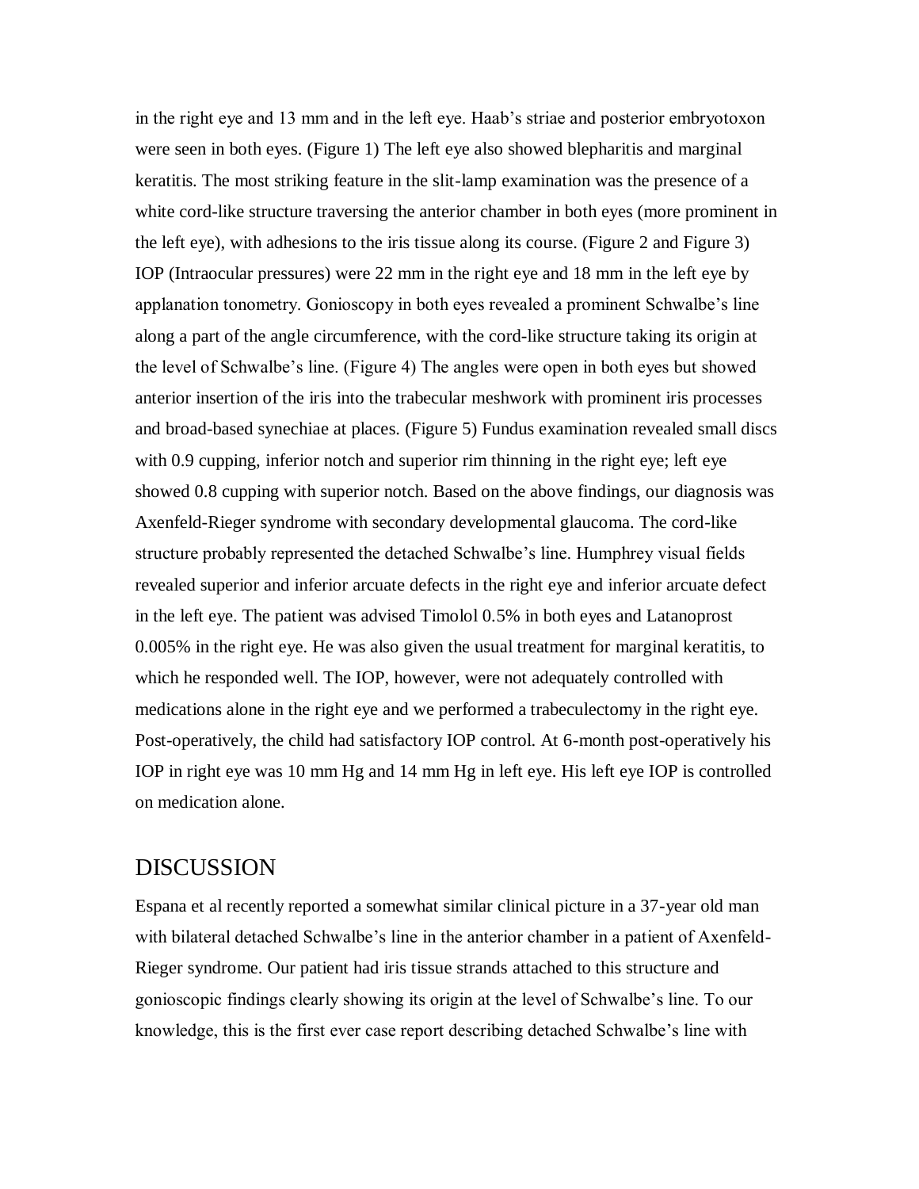in the right eye and 13 mm and in the left eye. Haab's striae and posterior embryotoxon were seen in both eyes. (Figure 1) The left eye also showed blepharitis and marginal keratitis. The most striking feature in the slit-lamp examination was the presence of a white cord-like structure traversing the anterior chamber in both eyes (more prominent in the left eye), with adhesions to the iris tissue along its course. (Figure 2 and Figure 3) IOP (Intraocular pressures) were 22 mm in the right eye and 18 mm in the left eye by applanation tonometry. Gonioscopy in both eyes revealed a prominent Schwalbe's line along a part of the angle circumference, with the cord-like structure taking its origin at the level of Schwalbe's line. (Figure 4) The angles were open in both eyes but showed anterior insertion of the iris into the trabecular meshwork with prominent iris processes and broad-based synechiae at places. (Figure 5) Fundus examination revealed small discs with 0.9 cupping, inferior notch and superior rim thinning in the right eye; left eye showed 0.8 cupping with superior notch. Based on the above findings, our diagnosis was Axenfeld-Rieger syndrome with secondary developmental glaucoma. The cord-like structure probably represented the detached Schwalbe's line. Humphrey visual fields revealed superior and inferior arcuate defects in the right eye and inferior arcuate defect in the left eye. The patient was advised Timolol 0.5% in both eyes and Latanoprost 0.005% in the right eye. He was also given the usual treatment for marginal keratitis, to which he responded well. The IOP, however, were not adequately controlled with medications alone in the right eye and we performed a trabeculectomy in the right eye. Post-operatively, the child had satisfactory IOP control. At 6-month post-operatively his IOP in right eye was 10 mm Hg and 14 mm Hg in left eye. His left eye IOP is controlled on medication alone.

## DISCUSSION

Espana et al recently reported a somewhat similar clinical picture in a 37-year old man with bilateral detached Schwalbe's line in the anterior chamber in a patient of Axenfeld-Rieger syndrome. Our patient had iris tissue strands attached to this structure and gonioscopic findings clearly showing its origin at the level of Schwalbe's line. To our knowledge, this is the first ever case report describing detached Schwalbe's line with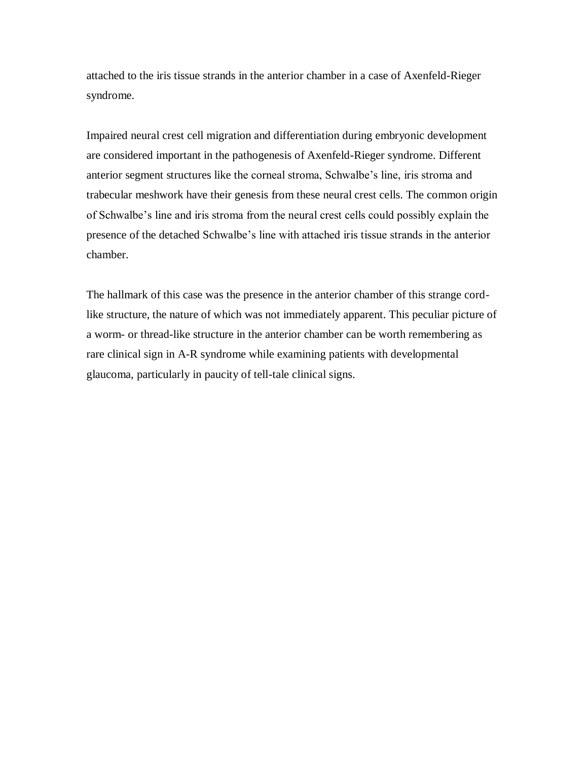attached to the iris tissue strands in the anterior chamber in a case of Axenfeld-Rieger syndrome.

Impaired neural crest cell migration and differentiation during embryonic development are considered important in the pathogenesis of Axenfeld-Rieger syndrome. Different anterior segment structures like the corneal stroma, Schwalbe's line, iris stroma and trabecular meshwork have their genesis from these neural crest cells. The common origin of Schwalbe's line and iris stroma from the neural crest cells could possibly explain the presence of the detached Schwalbe's line with attached iris tissue strands in the anterior chamber.

The hallmark of this case was the presence in the anterior chamber of this strange cord-like structure, the nature of which was not immediately apparent. This peculiar picture of a worm- or thread-like structure in the anterior chamber can be worth remembering as rare clinical sign in A-R syndrome while examining patients with developmental glaucoma, particularly in paucity of tell-tale clinical signs.